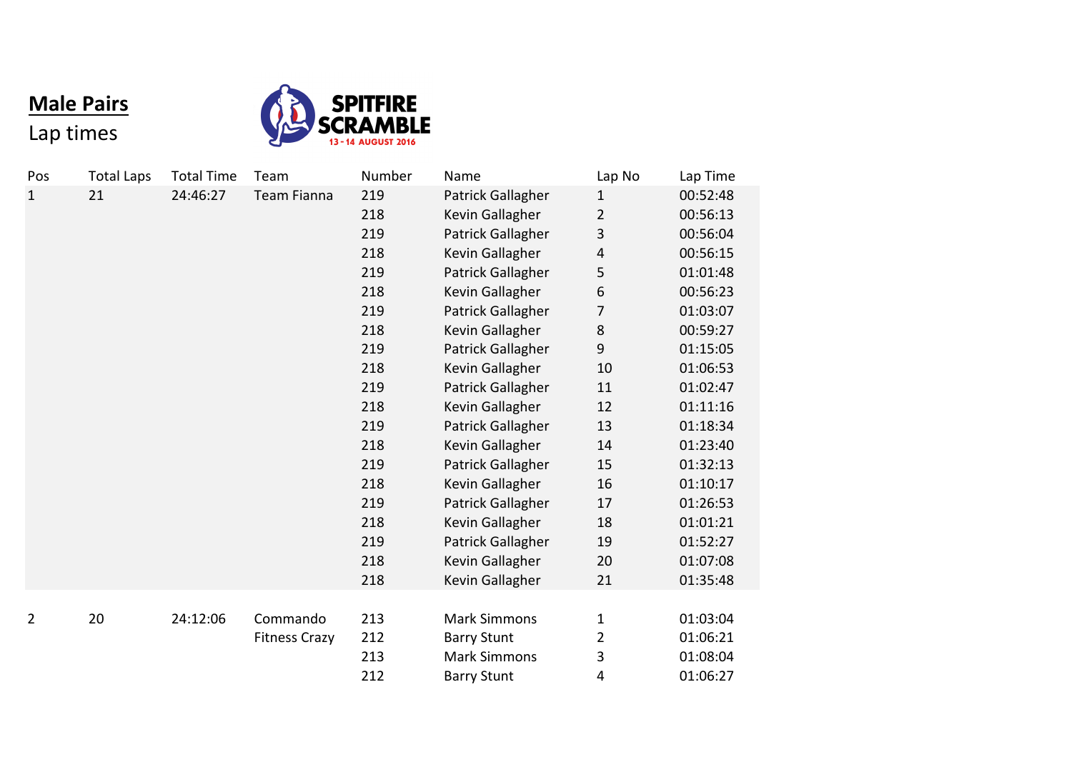## Male Pairs

Lap times

SPITFIRE SCRAMBLE
13 - 14 AUGUST 2016

| Pos | Total Laps | Total Time | Team | Number | Name | Lap No | Lap Time |
|---|---|---|---|---|---|---|---|
| 1 | 21 | 24:46:27 | Team Fianna | 219 | Patrick Gallagher | 1 | 00:52:48 |
| | | | | 218 | Kevin Gallagher | 2 | 00:56:13 |
| | | | | 219 | Patrick Gallagher | 3 | 00:56:04 |
| | | | | 218 | Kevin Gallagher | 4 | 00:56:15 |
| | | | | 219 | Patrick Gallagher | 5 | 01:01:48 |
| | | | | 218 | Kevin Gallagher | 6 | 00:56:23 |
| | | | | 219 | Patrick Gallagher | 7 | 01:03:07 |
| | | | | 218 | Kevin Gallagher | 8 | 00:59:27 |
| | | | | 219 | Patrick Gallagher | 9 | 01:15:05 |
| | | | | 218 | Kevin Gallagher | 10 | 01:06:53 |
| | | | | 219 | Patrick Gallagher | 11 | 01:02:47 |
| | | | | 218 | Kevin Gallagher | 12 | 01:11:16 |
| | | | | 219 | Patrick Gallagher | 13 | 01:18:34 |
| | | | | 218 | Kevin Gallagher | 14 | 01:23:40 |
| | | | | 219 | Patrick Gallagher | 15 | 01:32:13 |
| | | | | 218 | Kevin Gallagher | 16 | 01:10:17 |
| | | | | 219 | Patrick Gallagher | 17 | 01:26:53 |
| | | | | 218 | Kevin Gallagher | 18 | 01:01:21 |
| | | | | 219 | Patrick Gallagher | 19 | 01:52:27 |
| | | | | 218 | Kevin Gallagher | 20 | 01:07:08 |
| | | | | 218 | Kevin Gallagher | 21 | 01:35:48 |
| 2 | 20 | 24:12:06 | Commando Fitness Crazy | 213 | Mark Simmons | 1 | 01:03:04 |
| | | | | 212 | Barry Stunt | 2 | 01:06:21 |
| | | | | 213 | Mark Simmons | 3 | 01:08:04 |
| | | | | 212 | Barry Stunt | 4 | 01:06:27 |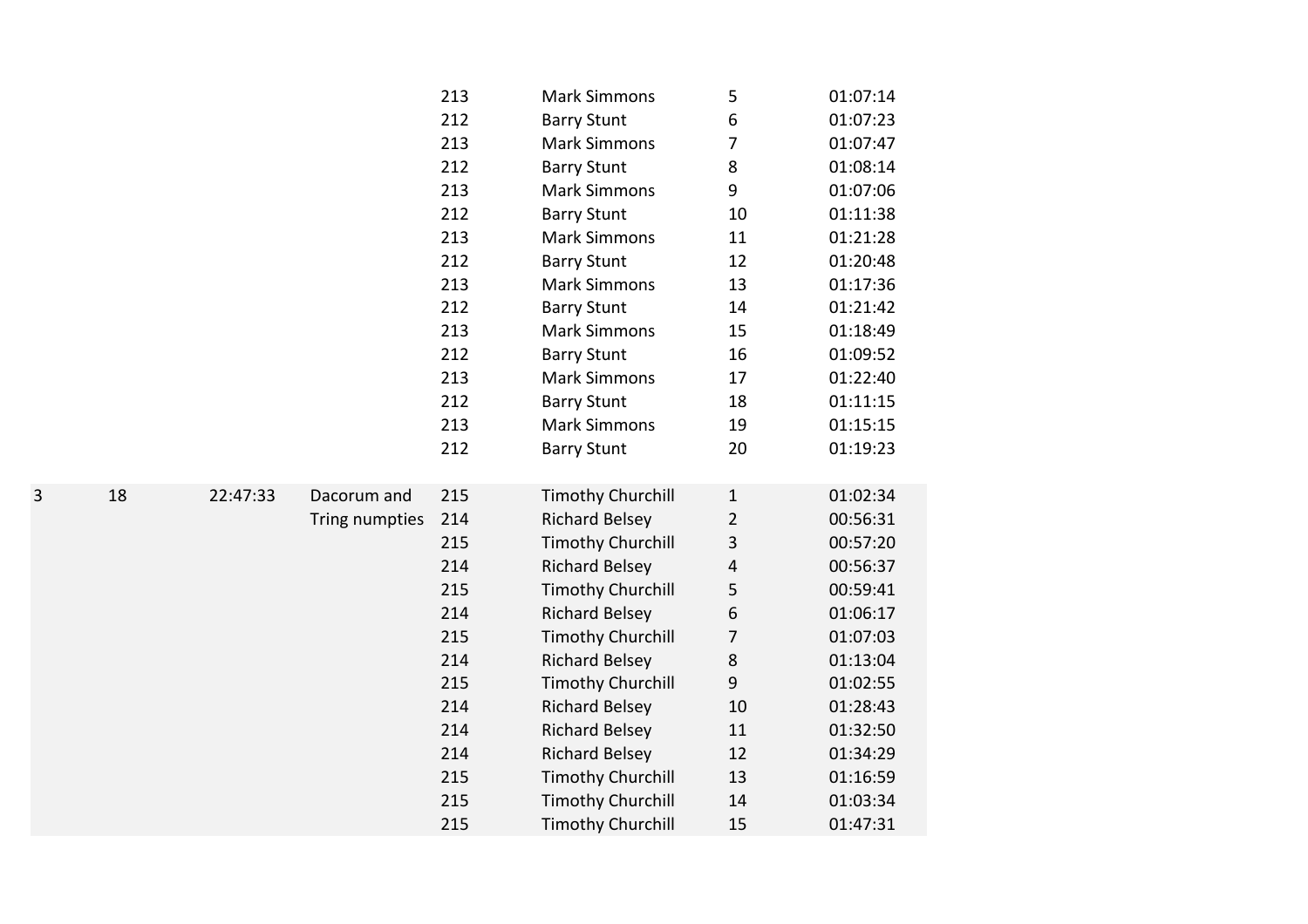| | | | | | | | |
|---|---|---|---|---|---|---|---|
| | | | | 213 | Mark Simmons | 5 | 01:07:14 |
| | | | | 212 | Barry Stunt | 6 | 01:07:23 |
| | | | | 213 | Mark Simmons | 7 | 01:07:47 |
| | | | | 212 | Barry Stunt | 8 | 01:08:14 |
| | | | | 213 | Mark Simmons | 9 | 01:07:06 |
| | | | | 212 | Barry Stunt | 10 | 01:11:38 |
| | | | | 213 | Mark Simmons | 11 | 01:21:28 |
| | | | | 212 | Barry Stunt | 12 | 01:20:48 |
| | | | | 213 | Mark Simmons | 13 | 01:17:36 |
| | | | | 212 | Barry Stunt | 14 | 01:21:42 |
| | | | | 213 | Mark Simmons | 15 | 01:18:49 |
| | | | | 212 | Barry Stunt | 16 | 01:09:52 |
| | | | | 213 | Mark Simmons | 17 | 01:22:40 |
| | | | | 212 | Barry Stunt | 18 | 01:11:15 |
| | | | | 213 | Mark Simmons | 19 | 01:15:15 |
| | | | | 212 | Barry Stunt | 20 | 01:19:23 |
| 3 | 18 | 22:47:33 | Dacorum and Tring numpties | 215 | Timothy Churchill | 1 | 01:02:34 |
| | | | | 214 | Richard Belsey | 2 | 00:56:31 |
| | | | | 215 | Timothy Churchill | 3 | 00:57:20 |
| | | | | 214 | Richard Belsey | 4 | 00:56:37 |
| | | | | 215 | Timothy Churchill | 5 | 00:59:41 |
| | | | | 214 | Richard Belsey | 6 | 01:06:17 |
| | | | | 215 | Timothy Churchill | 7 | 01:07:03 |
| | | | | 214 | Richard Belsey | 8 | 01:13:04 |
| | | | | 215 | Timothy Churchill | 9 | 01:02:55 |
| | | | | 214 | Richard Belsey | 10 | 01:28:43 |
| | | | | 214 | Richard Belsey | 11 | 01:32:50 |
| | | | | 214 | Richard Belsey | 12 | 01:34:29 |
| | | | | 215 | Timothy Churchill | 13 | 01:16:59 |
| | | | | 215 | Timothy Churchill | 14 | 01:03:34 |
| | | | | 215 | Timothy Churchill | 15 | 01:47:31 |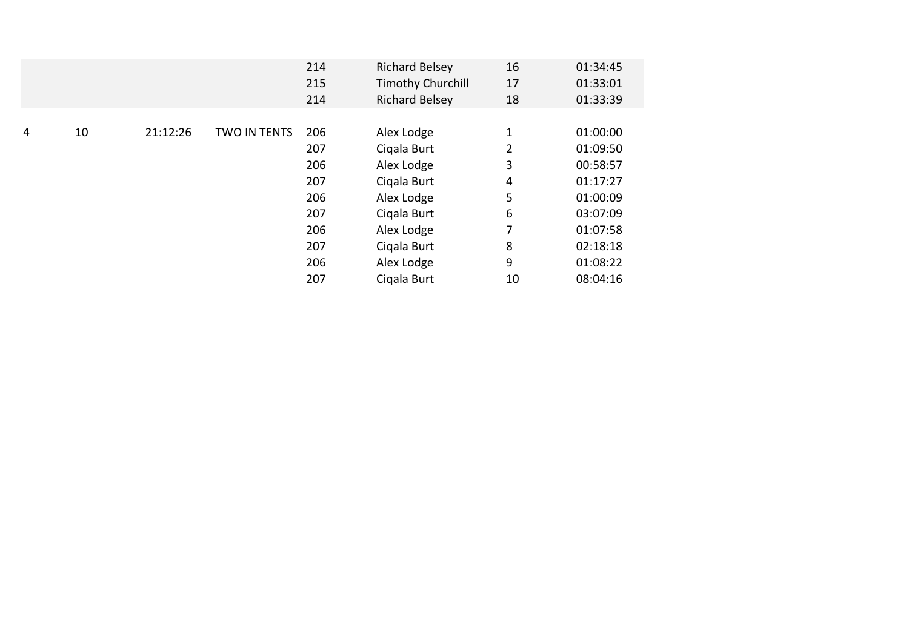| | | | | | | | |
|---|---|---|---|---|---|---|---|
| | | | | 214 | Richard Belsey | 16 | 01:34:45 |
| | | | | 215 | Timothy Churchill | 17 | 01:33:01 |
| | | | | 214 | Richard Belsey | 18 | 01:33:39 |
| | | | | | | | |
| 4 | 10 | 21:12:26 | TWO IN TENTS | 206 | Alex Lodge | 1 | 01:00:00 |
| | | | | 207 | Ciqala Burt | 2 | 01:09:50 |
| | | | | 206 | Alex Lodge | 3 | 00:58:57 |
| | | | | 207 | Ciqala Burt | 4 | 01:17:27 |
| | | | | 206 | Alex Lodge | 5 | 01:00:09 |
| | | | | 207 | Ciqala Burt | 6 | 03:07:09 |
| | | | | 206 | Alex Lodge | 7 | 01:07:58 |
| | | | | 207 | Ciqala Burt | 8 | 02:18:18 |
| | | | | 206 | Alex Lodge | 9 | 01:08:22 |
| | | | | 207 | Ciqala Burt | 10 | 08:04:16 |